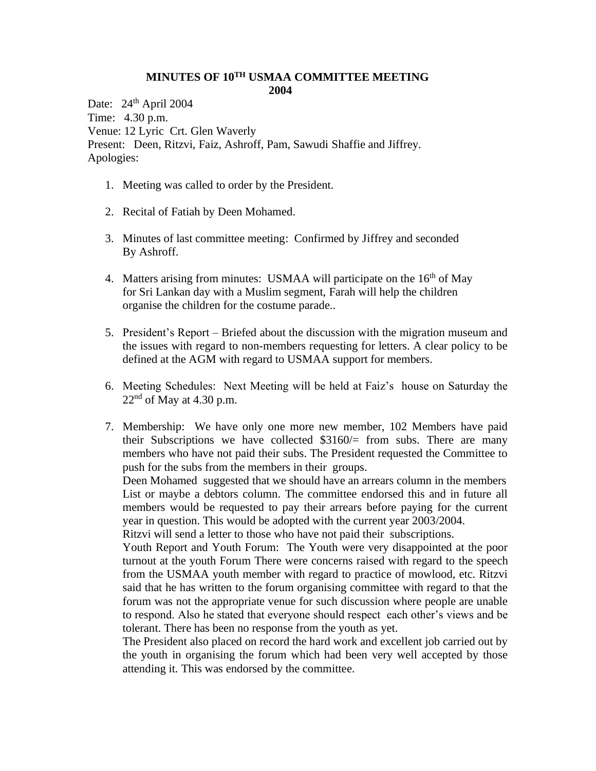# MINUTES OF 10TH USMAA COMMITTEE MEETING 2004

Date: 24th April 2004
Time: 4.30 p.m.
Venue: 12 Lyric Crt. Glen Waverly
Present: Deen, Ritzvi, Faiz, Ashroff, Pam, Sawudi Shaffie and Jiffrey.
Apologies:

1. Meeting was called to order by the President.

2. Recital of Fatiah by Deen Mohamed.

3. Minutes of last committee meeting: Confirmed by Jiffrey and seconded By Ashroff.

4. Matters arising from minutes: USMAA will participate on the 16th of May for Sri Lankan day with a Muslim segment, Farah will help the children organise the children for the costume parade..

5. President's Report – Briefed about the discussion with the migration museum and the issues with regard to non-members requesting for letters. A clear policy to be defined at the AGM with regard to USMAA support for members.

6. Meeting Schedules: Next Meeting will be held at Faiz's house on Saturday the 22nd of May at 4.30 p.m.

7. Membership: We have only one more new member, 102 Members have paid their Subscriptions we have collected $3160/= from subs. There are many members who have not paid their subs. The President requested the Committee to push for the subs from the members in their groups.
   Deen Mohamed suggested that we should have an arrears column in the members List or maybe a debtors column. The committee endorsed this and in future all members would be requested to pay their arrears before paying for the current year in question. This would be adopted with the current year 2003/2004.
   Ritzvi will send a letter to those who have not paid their subscriptions.
   Youth Report and Youth Forum: The Youth were very disappointed at the poor turnout at the youth Forum There were concerns raised with regard to the speech from the USMAA youth member with regard to practice of mowlood, etc. Ritzvi said that he has written to the forum organising committee with regard to that the forum was not the appropriate venue for such discussion where people are unable to respond. Also he stated that everyone should respect each other's views and be tolerant. There has been no response from the youth as yet.
   The President also placed on record the hard work and excellent job carried out by the youth in organising the forum which had been very well accepted by those attending it. This was endorsed by the committee.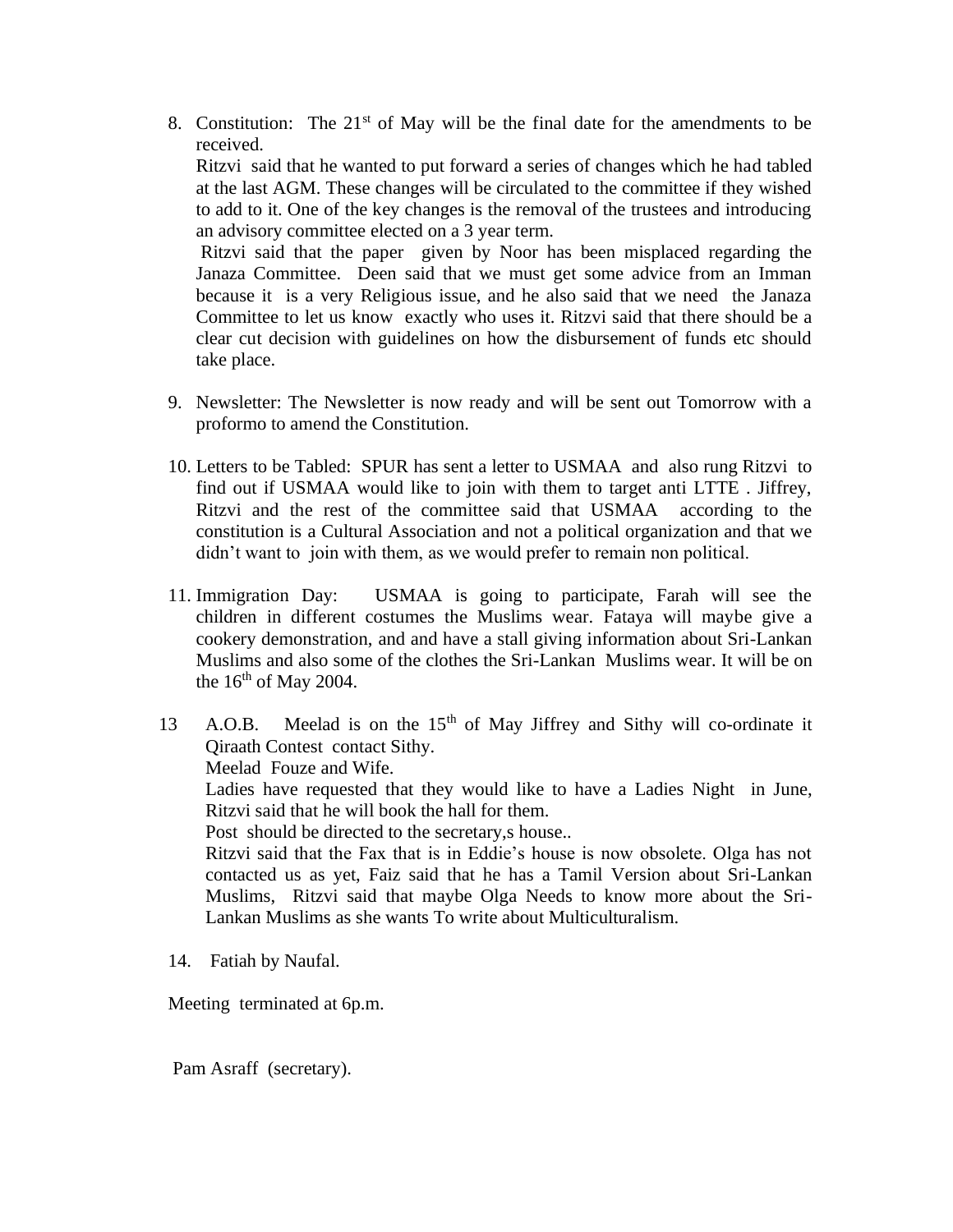8. Constitution: The 21st of May will be the final date for the amendments to be received.

   Ritzvi said that he wanted to put forward a series of changes which he had tabled at the last AGM. These changes will be circulated to the committee if they wished to add to it. One of the key changes is the removal of the trustees and introducing an advisory committee elected on a 3 year term.

   Ritzvi said that the paper given by Noor has been misplaced regarding the Janaza Committee. Deen said that we must get some advice from an Imman because it is a very Religious issue, and he also said that we need the Janaza Committee to let us know exactly who uses it. Ritzvi said that there should be a clear cut decision with guidelines on how the disbursement of funds etc should take place.

9. Newsletter: The Newsletter is now ready and will be sent out Tomorrow with a proformo to amend the Constitution.

10. Letters to be Tabled: SPUR has sent a letter to USMAA and also rung Ritzvi to find out if USMAA would like to join with them to target anti LTTE . Jiffrey, Ritzvi and the rest of the committee said that USMAA according to the constitution is a Cultural Association and not a political organization and that we didn't want to join with them, as we would prefer to remain non political.

11. Immigration Day: USMAA is going to participate, Farah will see the children in different costumes the Muslims wear. Fataya will maybe give a cookery demonstration, and and have a stall giving information about Sri-Lankan Muslims and also some of the clothes the Sri-Lankan Muslims wear. It will be on the 16th of May 2004.

13 A.O.B. Meelad is on the 15th of May Jiffrey and Sithy will co-ordinate it Qiraath Contest contact Sithy.

   Meelad Fouze and Wife.

   Ladies have requested that they would like to have a Ladies Night in June, Ritzvi said that he will book the hall for them.

   Post should be directed to the secretary,s house..

   Ritzvi said that the Fax that is in Eddie's house is now obsolete. Olga has not contacted us as yet, Faiz said that he has a Tamil Version about Sri-Lankan Muslims, Ritzvi said that maybe Olga Needs to know more about the Sri-Lankan Muslims as she wants To write about Multiculturalism.

14. Fatiah by Naufal.

Meeting terminated at 6p.m.

Pam Asraff (secretary).